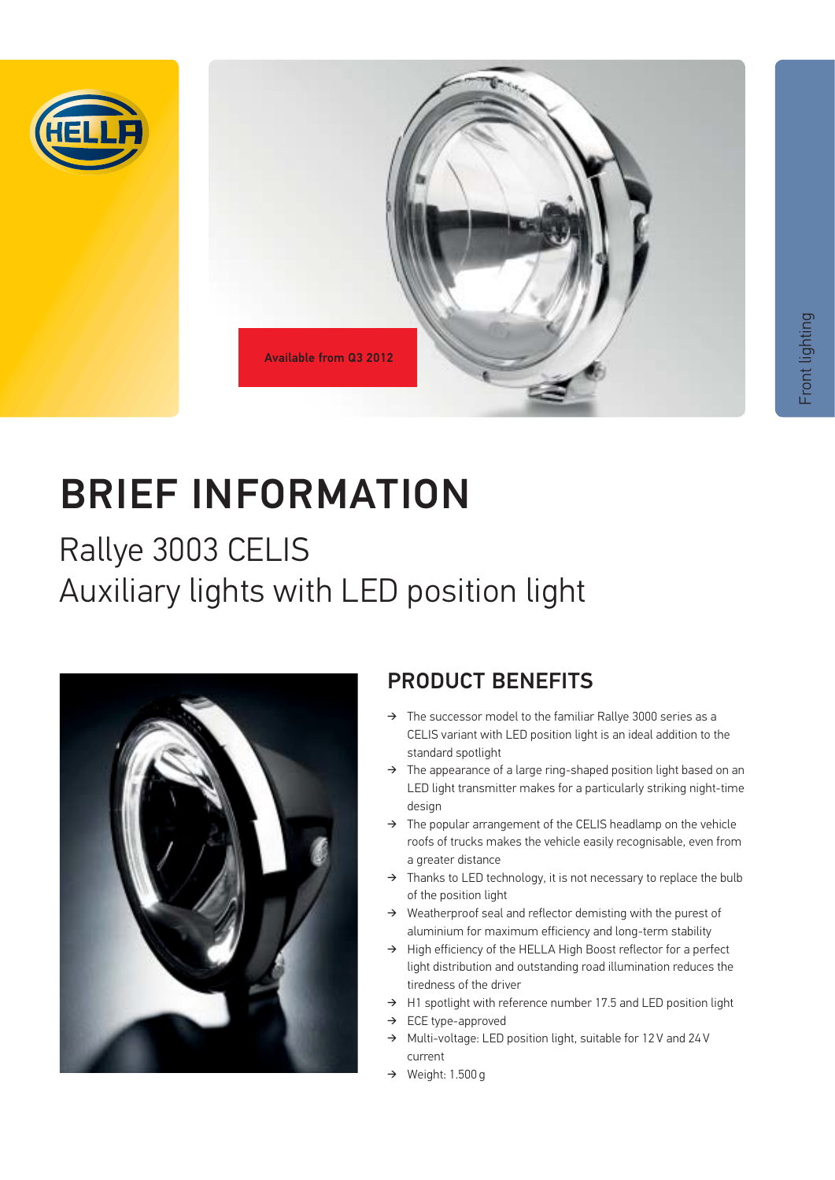Available from Q3 2012

Front lighting

# BRIEF INFORMATION

## Rallye 3003 CELIS
## Auxiliary lights with LED position light

## PRODUCT BENEFITS

- The successor model to the familiar Rallye 3000 series as a CELIS variant with LED position light is an ideal addition to the standard spotlight
- The appearance of a large ring-shaped position light based on an LED light transmitter makes for a particularly striking night-time design
- The popular arrangement of the CELIS headlamp on the vehicle roofs of trucks makes the vehicle easily recognisable, even from a greater distance
- Thanks to LED technology, it is not necessary to replace the bulb of the position light
- Weatherproof seal and reflector demisting with the purest of aluminium for maximum efficiency and long-term stability
- High efficiency of the HELLA High Boost reflector for a perfect light distribution and outstanding road illumination reduces the tiredness of the driver
- H1 spotlight with reference number 17.5 and LED position light
- ECE type-approved
- Multi-voltage: LED position light, suitable for 12 V and 24 V current
- Weight: 1.500 g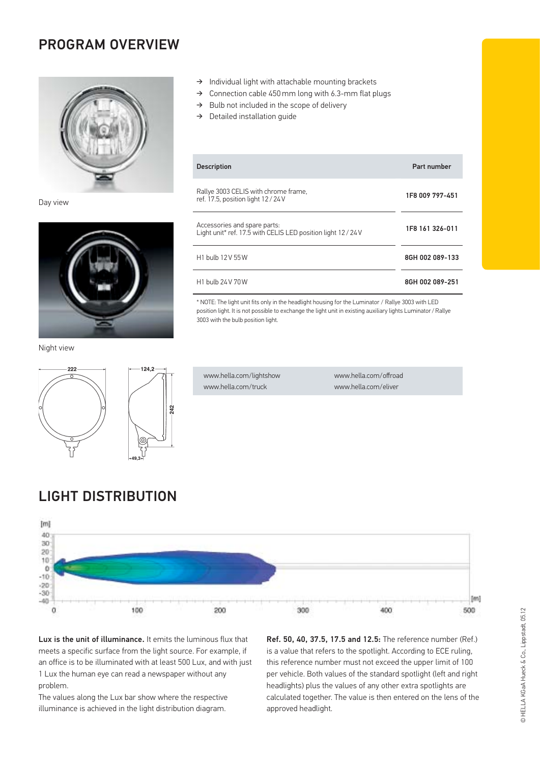## PROGRAM OVERVIEW

Day view

Night view

222

124,2

242

49,3

- → Individual light with attachable mounting brackets
- → Connection cable 450 mm long with 6.3-mm flat plugs
- → Bulb not included in the scope of delivery
- → Detailed installation guide

| Description | Part number |
|---|---|
| Rallye 3003 CELIS with chrome frame, ref. 17.5, position light 12 / 24 V | 1F8 009 797-451 |
| Accessories and spare parts: Light unit* ref. 17.5 with CELIS LED position light 12 / 24 V | 1F8 161 326-011 |
| H1 bulb 12 V 55 W | 8GH 002 089-133 |
| H1 bulb 24 V 70 W | 8GH 002 089-251 |

\* NOTE: The light unit fits only in the headlight housing for the Luminator / Rallye 3003 with LED position light. It is not possible to exchange the light unit in existing auxiliary lights Luminator / Rallye 3003 with the bulb position light.

www.hella.com/lightshow
www.hella.com/truck
www.hella.com/offroad
www.hella.com/eliver

## LIGHT DISTRIBUTION

[m]
40
30
20
10
0
-10
-20
-30
-40
0
100
200
300
400
500
[m]

**Lux is the unit of illuminance.** It emits the luminous flux that meets a specific surface from the light source. For example, if an office is to be illuminated with at least 500 Lux, and with just 1 Lux the human eye can read a newspaper without any problem.
The values along the Lux bar show where the respective illuminance is achieved in the light distribution diagram.

**Ref. 50, 40, 37.5, 17.5 and 12.5:** The reference number (Ref.) is a value that refers to the spotlight. According to ECE ruling, this reference number must not exceed the upper limit of 100 per vehicle. Both values of the standard spotlight (left and right headlights) plus the values of any other extra spotlights are calculated together. The value is then entered on the lens of the approved headlight.

© HELLA KGaA Hueck & Co., Lippstadt, 05.12